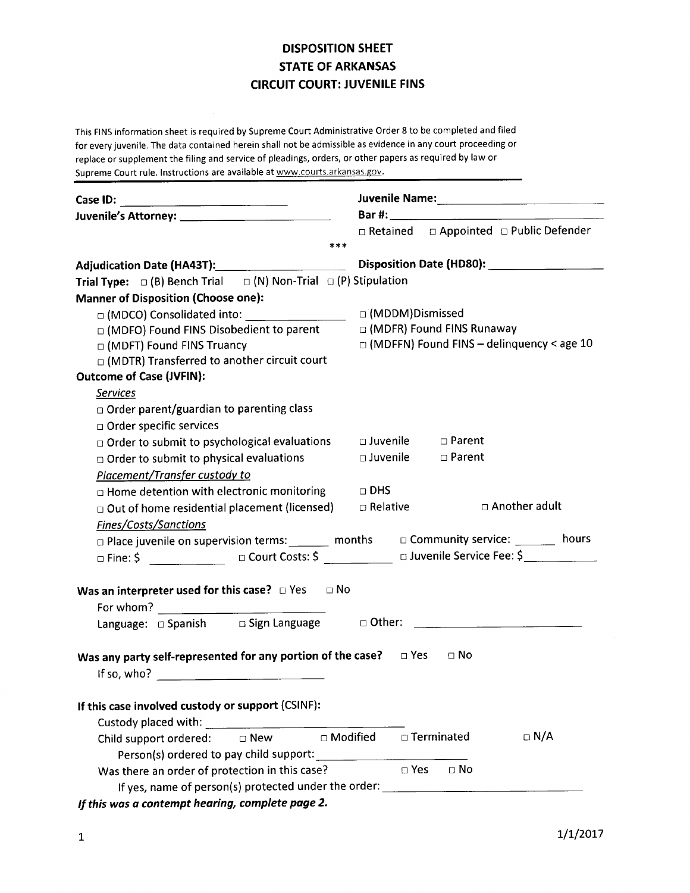# DISPOSITION SHEET
# STATE OF ARKANSAS
# CIRCUIT COURT: JUVENILE FINS

This FINS information sheet is required by Supreme Court Administrative Order 8 to be completed and filed for every juvenile. The data contained herein shall not be admissible as evidence in any court proceeding or replace or supplement the filing and service of pleadings, orders, or other papers as required by law or Supreme Court rule. Instructions are available at www.courts.arkansas.gov.

**Case ID:** ____________________ **Juvenile Name:** ____________________

**Juvenile's Attorney:** ____________________ **Bar #:** ____________________

□ Retained □ Appointed □ Public Defender

\*\*\*

**Adjudication Date (HA43T):** ____________________ **Disposition Date (HD80):** ____________________

**Trial Type:** □ (B) Bench Trial □ (N) Non-Trial □ (P) Stipulation

**Manner of Disposition (Choose one):**

- □ (MDCO) Consolidated into: ____________
- □ (MDDM)Dismissed
- □ (MDFO) Found FINS Disobedient to parent
- □ (MDFR) Found FINS Runaway
- □ (MDFT) Found FINS Truancy
- □ (MDFFN) Found FINS – delinquency < age 10
- □ (MDTR) Transferred to another circuit court

**Outcome of Case (JVFIN):**

*Services*

- □ Order parent/guardian to parenting class
- □ Order specific services
- □ Order to submit to psychological evaluations □ Juvenile □ Parent
- □ Order to submit to physical evaluations □ Juvenile □ Parent

*Placement/Transfer custody to*

- □ Home detention with electronic monitoring □ DHS
- □ Out of home residential placement (licensed) □ Relative □ Another adult

*Fines/Costs/Sanctions*

- □ Place juvenile on supervision terms: _______ months □ Community service: _______ hours
- □ Fine: $ __________ □ Court Costs: $ __________ □ Juvenile Service Fee: $__________

**Was an interpreter used for this case?** □ Yes □ No

For whom? ____________________

Language: □ Spanish □ Sign Language □ Other: ____________________

**Was any party self-represented for any portion of the case?** □ Yes □ No

If so, who? ____________________

**If this case involved custody or support** (CSINF):

Custody placed with: ____________________

Child support ordered: □ New □ Modified □ Terminated □ N/A

Person(s) ordered to pay child support: ____________________

Was there an order of protection in this case? □ Yes □ No

If yes, name of person(s) protected under the order: ____________________

***If this was a contempt hearing, complete page 2.***

1/1/2017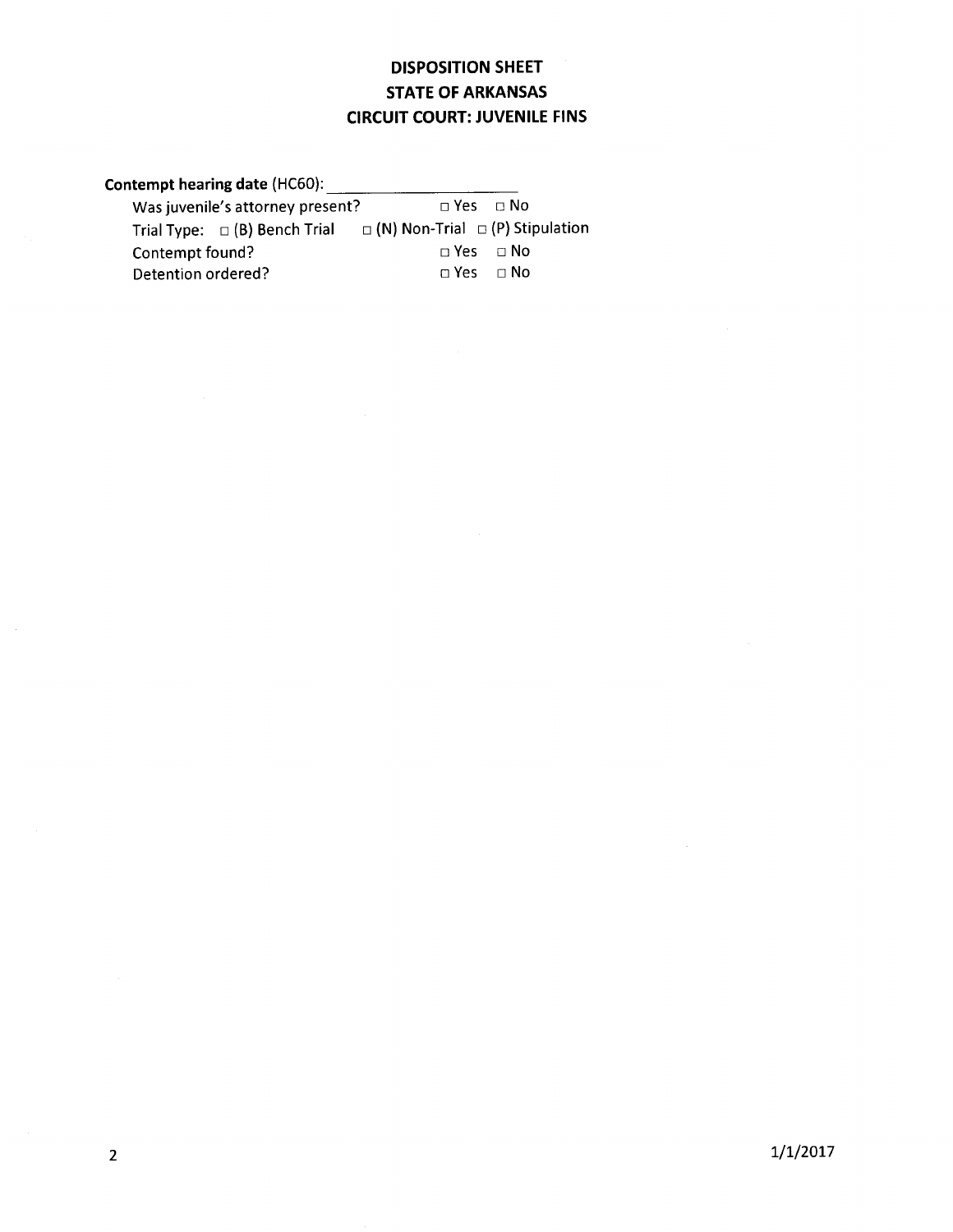**DISPOSITION SHEET**
**STATE OF ARKANSAS**
**CIRCUIT COURT: JUVENILE FINS**

**Contempt hearing date** (HC60): ____________________

Was juvenile's attorney present? □ Yes □ No

Trial Type: □ (B) Bench Trial □ (N) Non-Trial □ (P) Stipulation

Contempt found? □ Yes □ No

Detention ordered? □ Yes □ No

1/1/2017